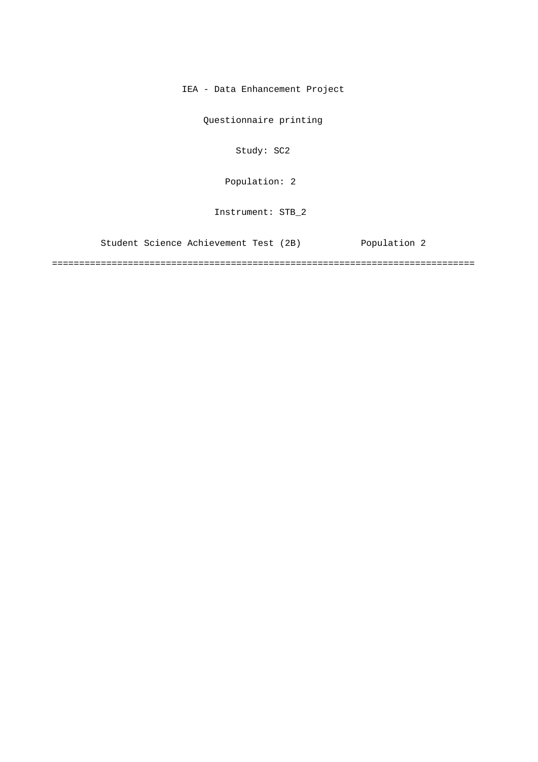IEA - Data Enhancement Project

Questionnaire printing

Study: SC2

Population: 2

Instrument: STB_2

Student Science Achievement Test (2B) Population 2

===============================================================================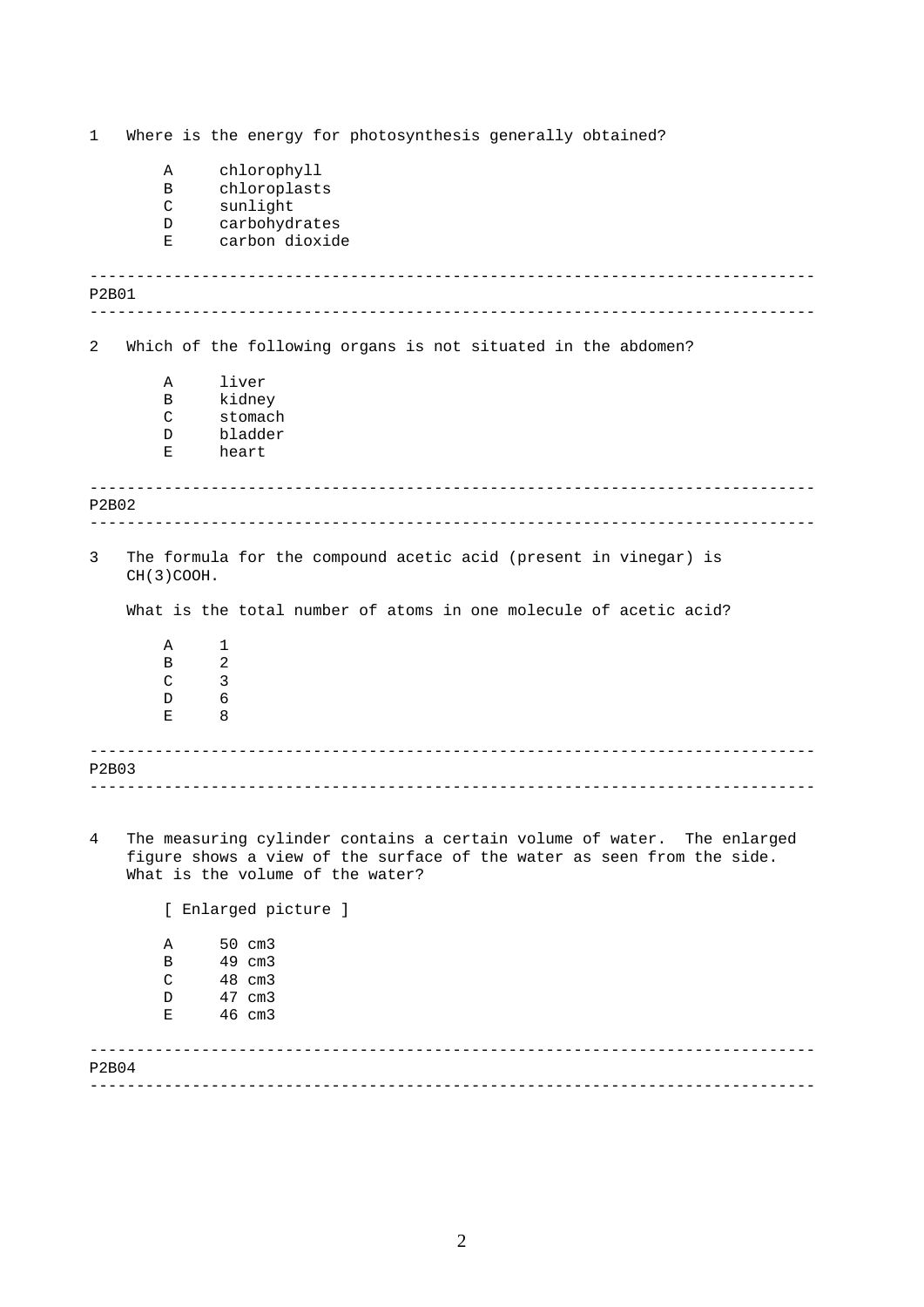1 Where is the energy for photosynthesis generally obtained?

- A chlorophyll
- B chloroplasts
- C sunlight
- D carbohydrates
- E carbon dioxide

---

P2B01

---

2 Which of the following organs is not situated in the abdomen?

- A liver
- B kidney
- C stomach
- D bladder
- E heart

---

P2B02

---

3 The formula for the compound acetic acid (present in vinegar) is CH(3)COOH.

What is the total number of atoms in one molecule of acetic acid?

- A 1
- B 2
- C 3
- D 6
- E 8

---

P2B03

---

4 The measuring cylinder contains a certain volume of water. The enlarged figure shows a view of the surface of the water as seen from the side. What is the volume of the water?

[ Enlarged picture ]

- A 50 cm3
- B 49 cm3
- C 48 cm3
- D 47 cm3
- E 46 cm3

---

P2B04

---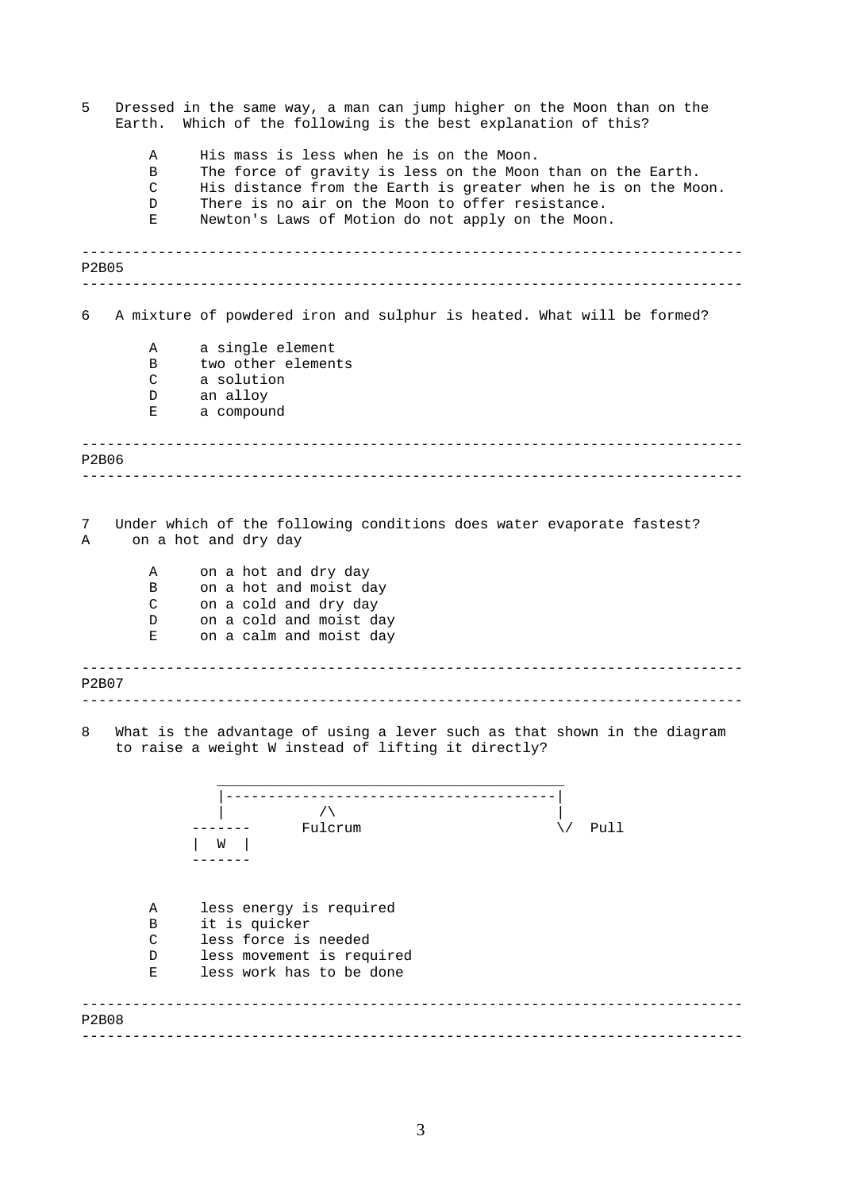5 Dressed in the same way, a man can jump higher on the Moon than on the Earth. Which of the following is the best explanation of this?

- A His mass is less when he is on the Moon.
- B The force of gravity is less on the Moon than on the Earth.
- C His distance from the Earth is greater when he is on the Moon.
- D There is no air on the Moon to offer resistance.
- E Newton's Laws of Motion do not apply on the Moon.

---

P2B05

---

6 A mixture of powdered iron and sulphur is heated. What will be formed?

- A a single element
- B two other elements
- C a solution
- D an alloy
- E a compound

---

P2B06

---

7 Under which of the following conditions does water evaporate fastest?
A on a hot and dry day

- A on a hot and dry day
- B on a hot and moist day
- C on a cold and dry day
- D on a cold and moist day
- E on a calm and moist day

---

P2B07

---

8 What is the advantage of using a lever such as that shown in the diagram to raise a weight W instead of lifting it directly?

```
            _________________________________________
            |---------------------------------------|
            |          /\                           |
         -------      Fulcrum                      \/  Pull
        |  W  |
         -------
```

- A less energy is required
- B it is quicker
- C less force is needed
- D less movement is required
- E less work has to be done

---

P2B08

---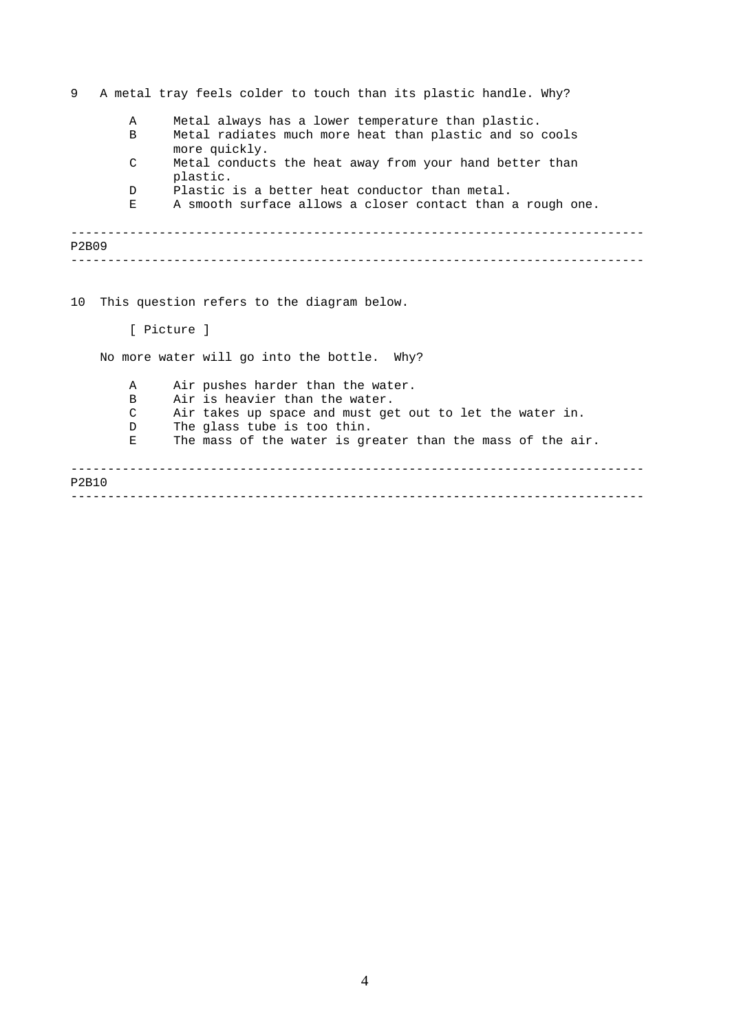9 A metal tray feels colder to touch than its plastic handle. Why?

A Metal always has a lower temperature than plastic.
B Metal radiates much more heat than plastic and so cools more quickly.
C Metal conducts the heat away from your hand better than plastic.
D Plastic is a better heat conductor than metal.
E A smooth surface allows a closer contact than a rough one.

---

P2B09

---

10 This question refers to the diagram below.

[ Picture ]

No more water will go into the bottle. Why?

A Air pushes harder than the water.
B Air is heavier than the water.
C Air takes up space and must get out to let the water in.
D The glass tube is too thin.
E The mass of the water is greater than the mass of the air.

---

P2B10

---